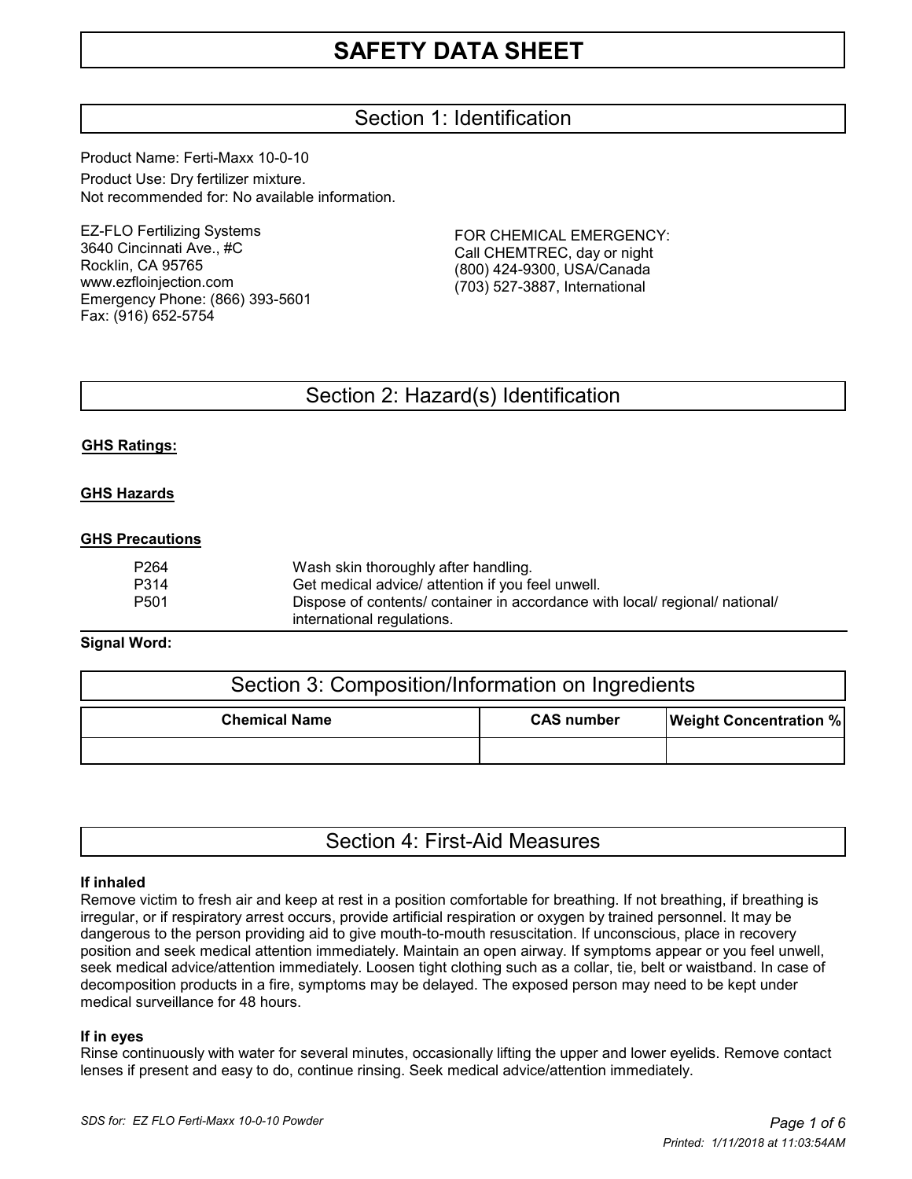# SAFETY DATA SHEET

## Section 1: Identification

Product Name: Ferti-Maxx 10-0-10

Product Use: Dry fertilizer mixture.

Not recommended for: No available information.

EZ-FLO Fertilizing Systems
3640 Cincinnati Ave., #C
Rocklin, CA 95765
www.ezfloinjection.com
Emergency Phone: (866) 393-5601
Fax: (916) 652-5754

FOR CHEMICAL EMERGENCY:
Call CHEMTREC, day or night
(800) 424-9300, USA/Canada
(703) 527-3887, International

## Section 2: Hazard(s) Identification

**GHS Ratings:**

**GHS Hazards**

**GHS Precautions**

| | |
|---|---|
| P264 | Wash skin thoroughly after handling. |
| P314 | Get medical advice/ attention if you feel unwell. |
| P501 | Dispose of contents/ container in accordance with local/ regional/ national/ international regulations. |

**Signal Word:**

## Section 3: Composition/Information on Ingredients

| Chemical Name | CAS number | Weight Concentration % |
|---|---|---|
| | | |

## Section 4: First-Aid Measures

**If inhaled**

Remove victim to fresh air and keep at rest in a position comfortable for breathing. If not breathing, if breathing is irregular, or if respiratory arrest occurs, provide artificial respiration or oxygen by trained personnel. It may be dangerous to the person providing aid to give mouth-to-mouth resuscitation. If unconscious, place in recovery position and seek medical attention immediately. Maintain an open airway. If symptoms appear or you feel unwell, seek medical advice/attention immediately. Loosen tight clothing such as a collar, tie, belt or waistband. In case of decomposition products in a fire, symptoms may be delayed. The exposed person may need to be kept under medical surveillance for 48 hours.

**If in eyes**

Rinse continuously with water for several minutes, occasionally lifting the upper and lower eyelids. Remove contact lenses if present and easy to do, continue rinsing. Seek medical advice/attention immediately.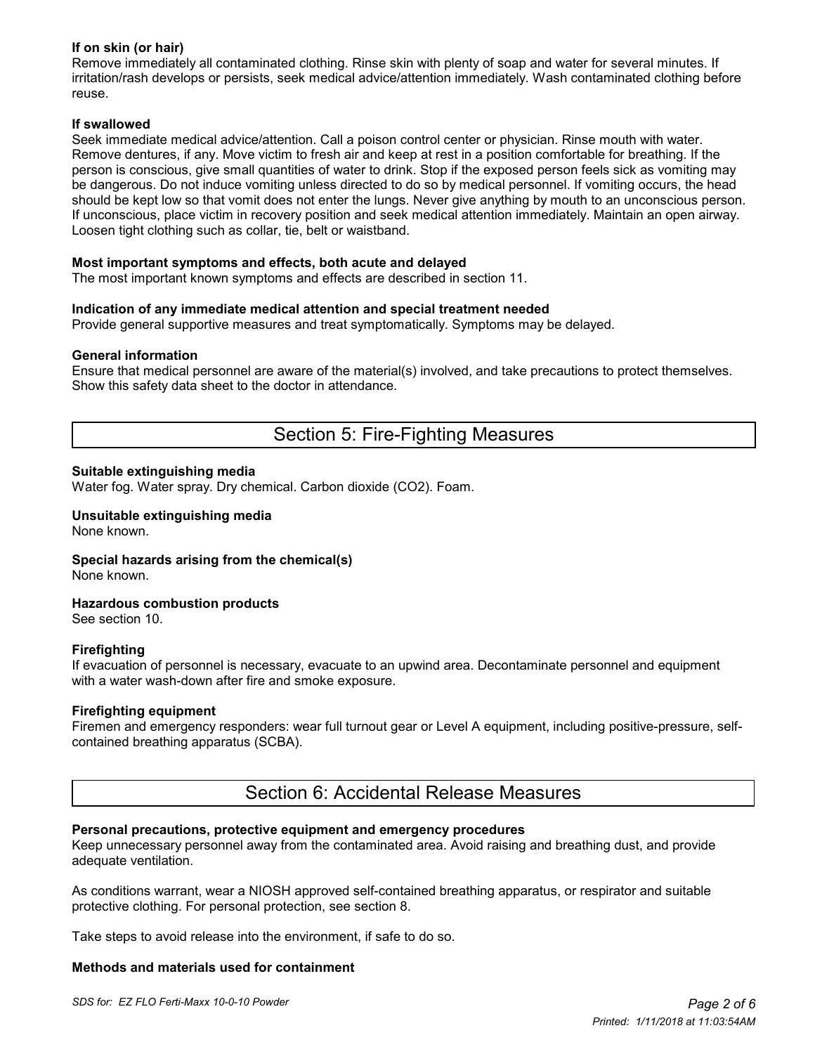**If on skin (or hair)**
Remove immediately all contaminated clothing. Rinse skin with plenty of soap and water for several minutes. If irritation/rash develops or persists, seek medical advice/attention immediately. Wash contaminated clothing before reuse.

**If swallowed**
Seek immediate medical advice/attention. Call a poison control center or physician. Rinse mouth with water. Remove dentures, if any. Move victim to fresh air and keep at rest in a position comfortable for breathing. If the person is conscious, give small quantities of water to drink. Stop if the exposed person feels sick as vomiting may be dangerous. Do not induce vomiting unless directed to do so by medical personnel. If vomiting occurs, the head should be kept low so that vomit does not enter the lungs. Never give anything by mouth to an unconscious person. If unconscious, place victim in recovery position and seek medical attention immediately. Maintain an open airway. Loosen tight clothing such as collar, tie, belt or waistband.

**Most important symptoms and effects, both acute and delayed**
The most important known symptoms and effects are described in section 11.

**Indication of any immediate medical attention and special treatment needed**
Provide general supportive measures and treat symptomatically. Symptoms may be delayed.

**General information**
Ensure that medical personnel are aware of the material(s) involved, and take precautions to protect themselves. Show this safety data sheet to the doctor in attendance.

## Section 5: Fire-Fighting Measures

**Suitable extinguishing media**
Water fog. Water spray. Dry chemical. Carbon dioxide ($CO_2$). Foam.

**Unsuitable extinguishing media**
None known.

**Special hazards arising from the chemical(s)**
None known.

**Hazardous combustion products**
See section 10.

**Firefighting**
If evacuation of personnel is necessary, evacuate to an upwind area. Decontaminate personnel and equipment with a water wash-down after fire and smoke exposure.

**Firefighting equipment**
Firemen and emergency responders: wear full turnout gear or Level A equipment, including positive-pressure, self-contained breathing apparatus (SCBA).

## Section 6: Accidental Release Measures

**Personal precautions, protective equipment and emergency procedures**
Keep unnecessary personnel away from the contaminated area. Avoid raising and breathing dust, and provide adequate ventilation.

As conditions warrant, wear a NIOSH approved self-contained breathing apparatus, or respirator and suitable protective clothing. For personal protection, see section 8.

Take steps to avoid release into the environment, if safe to do so.

**Methods and materials used for containment**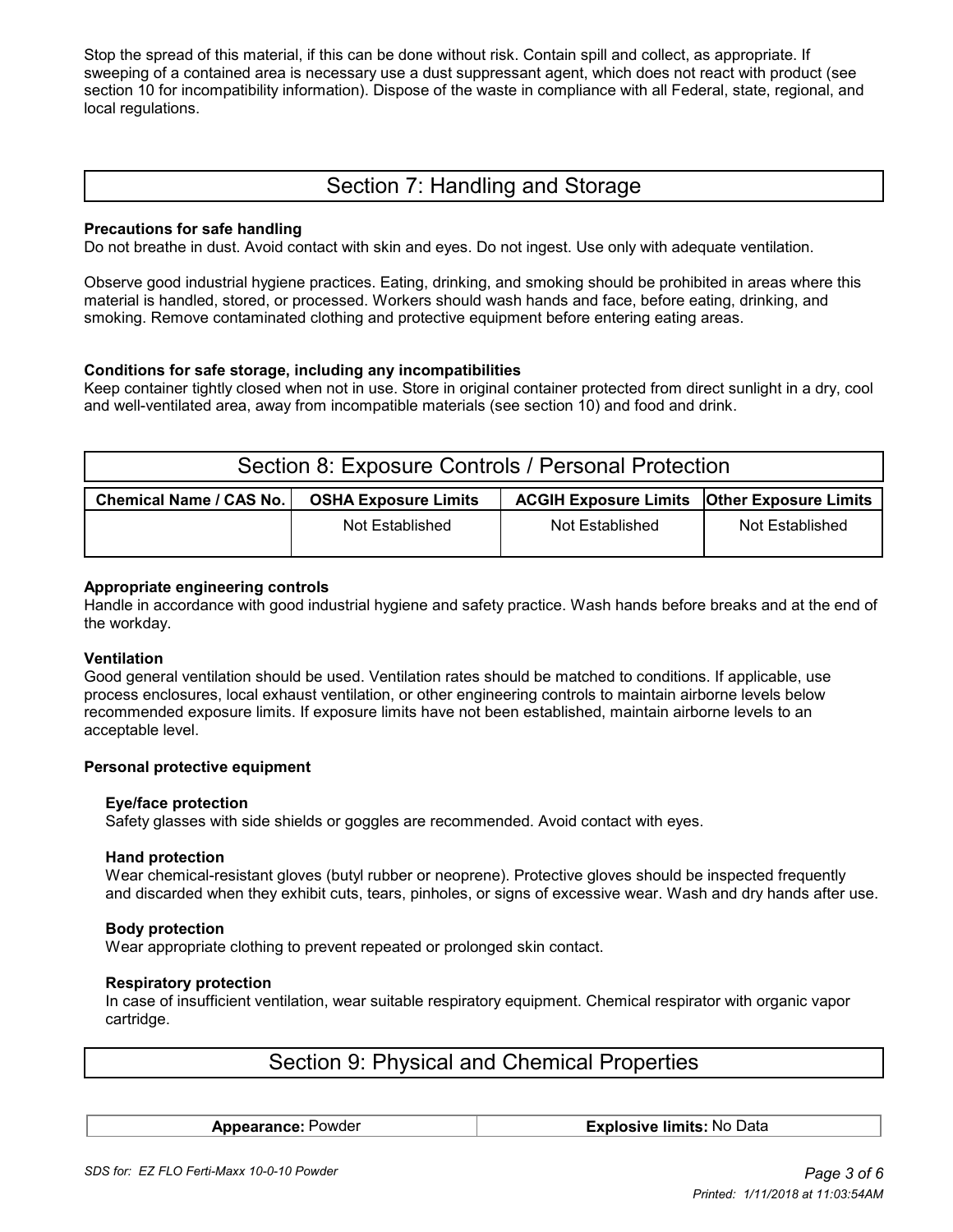Stop the spread of this material, if this can be done without risk. Contain spill and collect, as appropriate. If sweeping of a contained area is necessary use a dust suppressant agent, which does not react with product (see section 10 for incompatibility information). Dispose of the waste in compliance with all Federal, state, regional, and local regulations.

## Section 7: Handling and Storage

**Precautions for safe handling**
Do not breathe in dust. Avoid contact with skin and eyes. Do not ingest. Use only with adequate ventilation.

Observe good industrial hygiene practices. Eating, drinking, and smoking should be prohibited in areas where this material is handled, stored, or processed. Workers should wash hands and face, before eating, drinking, and smoking. Remove contaminated clothing and protective equipment before entering eating areas.

**Conditions for safe storage, including any incompatibilities**
Keep container tightly closed when not in use. Store in original container protected from direct sunlight in a dry, cool and well-ventilated area, away from incompatible materials (see section 10) and food and drink.

## Section 8: Exposure Controls / Personal Protection

| Chemical Name / CAS No. | OSHA Exposure Limits | ACGIH Exposure Limits | Other Exposure Limits |
|---|---|---|---|
| | Not Established | Not Established | Not Established |

**Appropriate engineering controls**
Handle in accordance with good industrial hygiene and safety practice. Wash hands before breaks and at the end of the workday.

**Ventilation**
Good general ventilation should be used. Ventilation rates should be matched to conditions. If applicable, use process enclosures, local exhaust ventilation, or other engineering controls to maintain airborne levels below recommended exposure limits. If exposure limits have not been established, maintain airborne levels to an acceptable level.

**Personal protective equipment**

**Eye/face protection**
Safety glasses with side shields or goggles are recommended. Avoid contact with eyes.

**Hand protection**
Wear chemical-resistant gloves (butyl rubber or neoprene). Protective gloves should be inspected frequently and discarded when they exhibit cuts, tears, pinholes, or signs of excessive wear. Wash and dry hands after use.

**Body protection**
Wear appropriate clothing to prevent repeated or prolonged skin contact.

**Respiratory protection**
In case of insufficient ventilation, wear suitable respiratory equipment. Chemical respirator with organic vapor cartridge.

## Section 9: Physical and Chemical Properties

| **Appearance:** Powder | **Explosive limits:** No Data |
|---|---|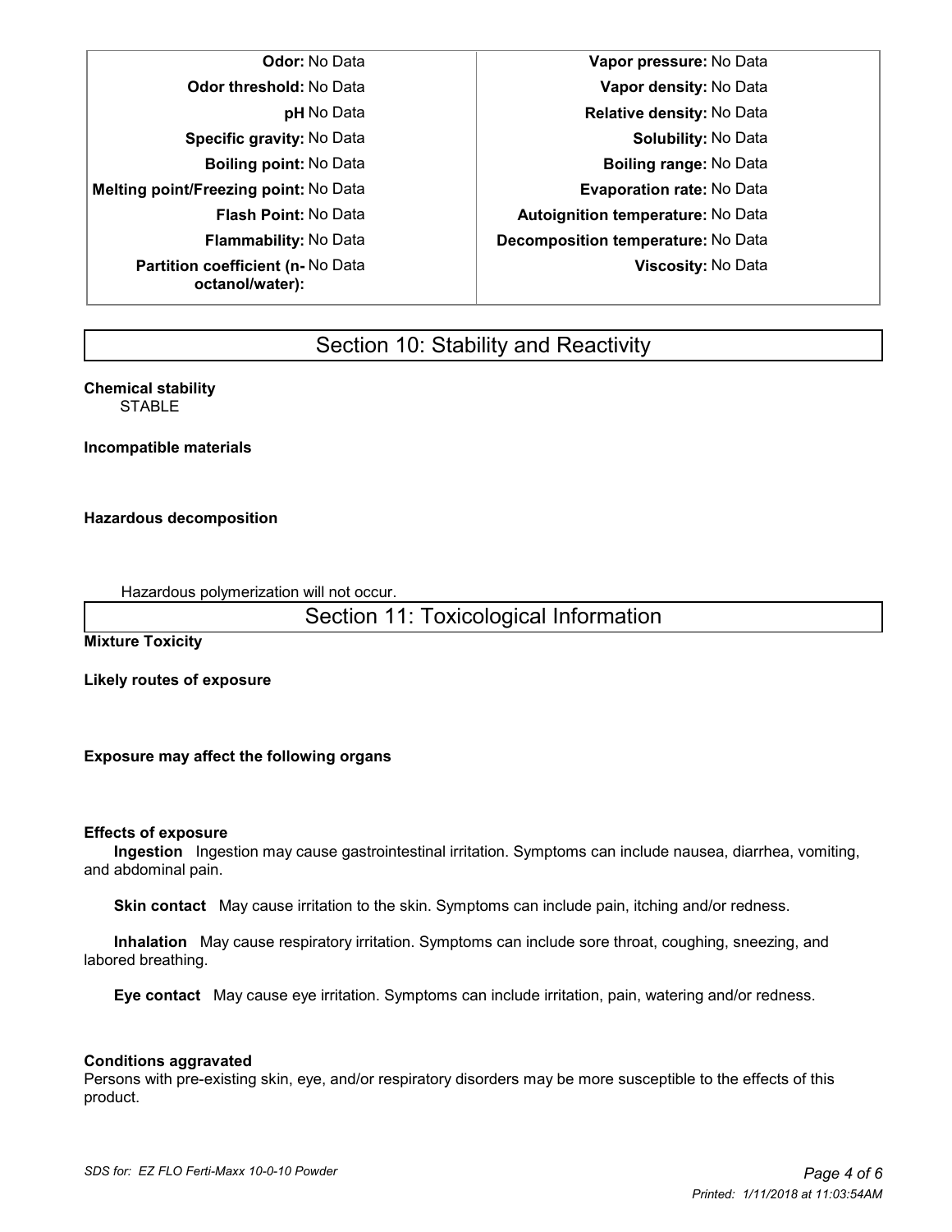| | | | |
|---|---|---|---|
| **Odor:** | No Data | **Vapor pressure:** | No Data |
| **Odor threshold:** | No Data | **Vapor density:** | No Data |
| **pH** | No Data | **Relative density:** | No Data |
| **Specific gravity:** | No Data | **Solubility:** | No Data |
| **Boiling point:** | No Data | **Boiling range:** | No Data |
| **Melting point/Freezing point:** | No Data | **Evaporation rate:** | No Data |
| **Flash Point:** | No Data | **Autoignition temperature:** | No Data |
| **Flammability:** | No Data | **Decomposition temperature:** | No Data |
| **Partition coefficient (n-octanol/water):** | No Data | **Viscosity:** | No Data |

## Section 10: Stability and Reactivity

**Chemical stability**

STABLE

**Incompatible materials**

**Hazardous decomposition**

Hazardous polymerization will not occur.

## Section 11: Toxicological Information

**Mixture Toxicity**

**Likely routes of exposure**

**Exposure may affect the following organs**

**Effects of exposure**

**Ingestion** Ingestion may cause gastrointestinal irritation. Symptoms can include nausea, diarrhea, vomiting, and abdominal pain.

**Skin contact** May cause irritation to the skin. Symptoms can include pain, itching and/or redness.

**Inhalation** May cause respiratory irritation. Symptoms can include sore throat, coughing, sneezing, and labored breathing.

**Eye contact** May cause eye irritation. Symptoms can include irritation, pain, watering and/or redness.

**Conditions aggravated**

Persons with pre-existing skin, eye, and/or respiratory disorders may be more susceptible to the effects of this product.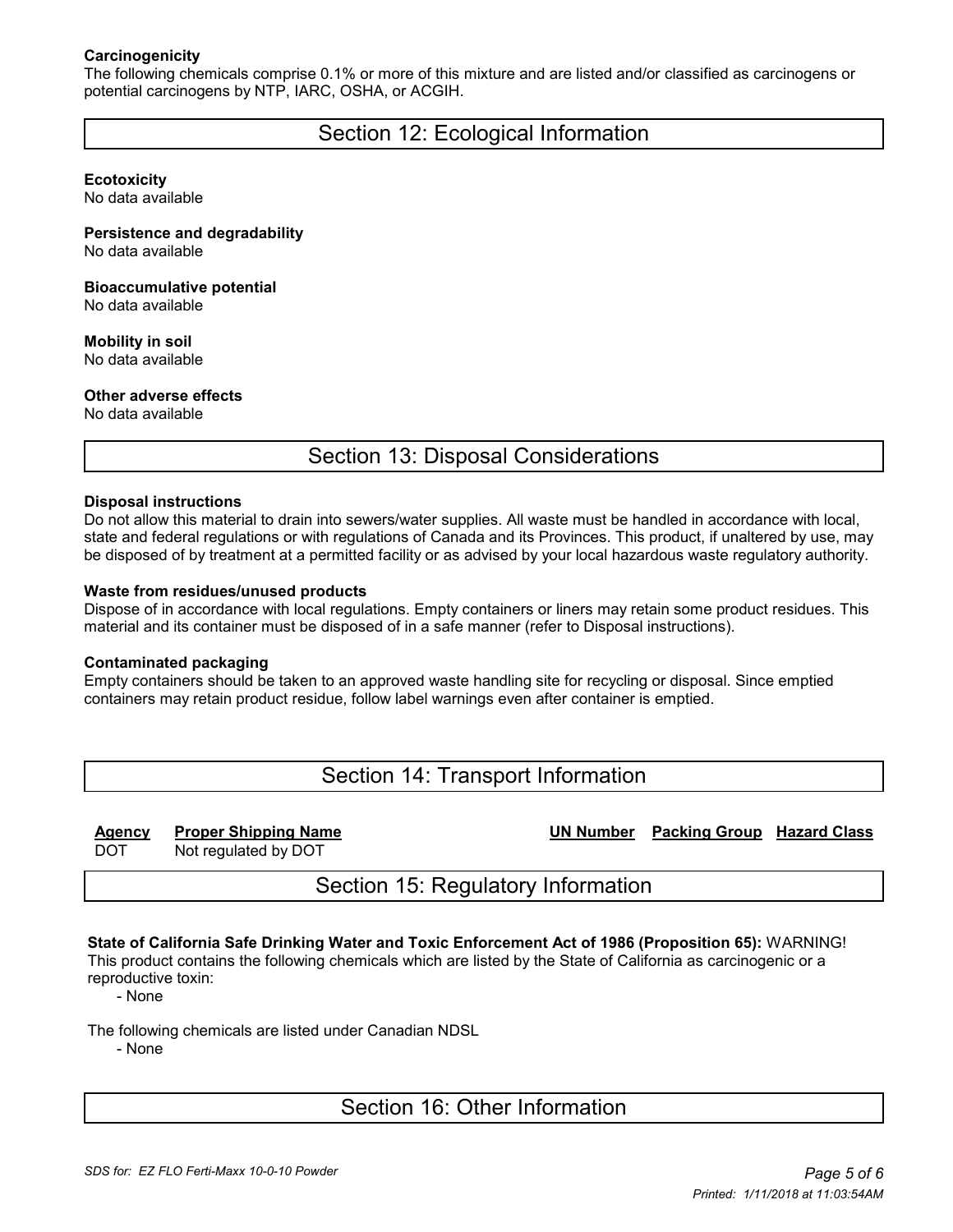**Carcinogenicity**

The following chemicals comprise 0.1% or more of this mixture and are listed and/or classified as carcinogens or potential carcinogens by NTP, IARC, OSHA, or ACGIH.

## Section 12: Ecological Information

**Ecotoxicity**

No data available

**Persistence and degradability**

No data available

**Bioaccumulative potential**

No data available

**Mobility in soil**

No data available

**Other adverse effects**

No data available

## Section 13: Disposal Considerations

**Disposal instructions**

Do not allow this material to drain into sewers/water supplies. All waste must be handled in accordance with local, state and federal regulations or with regulations of Canada and its Provinces. This product, if unaltered by use, may be disposed of by treatment at a permitted facility or as advised by your local hazardous waste regulatory authority.

**Waste from residues/unused products**

Dispose of in accordance with local regulations. Empty containers or liners may retain some product residues. This material and its container must be disposed of in a safe manner (refer to Disposal instructions).

**Contaminated packaging**

Empty containers should be taken to an approved waste handling site for recycling or disposal. Since emptied containers may retain product residue, follow label warnings even after container is emptied.

## Section 14: Transport Information

| Agency | Proper Shipping Name | UN Number | Packing Group | Hazard Class |
| --- | --- | --- | --- | --- |
| DOT | Not regulated by DOT | | | |

## Section 15: Regulatory Information

**State of California Safe Drinking Water and Toxic Enforcement Act of 1986 (Proposition 65):** WARNING! This product contains the following chemicals which are listed by the State of California as carcinogenic or a reproductive toxin:

- None

The following chemicals are listed under Canadian NDSL

- None

## Section 16: Other Information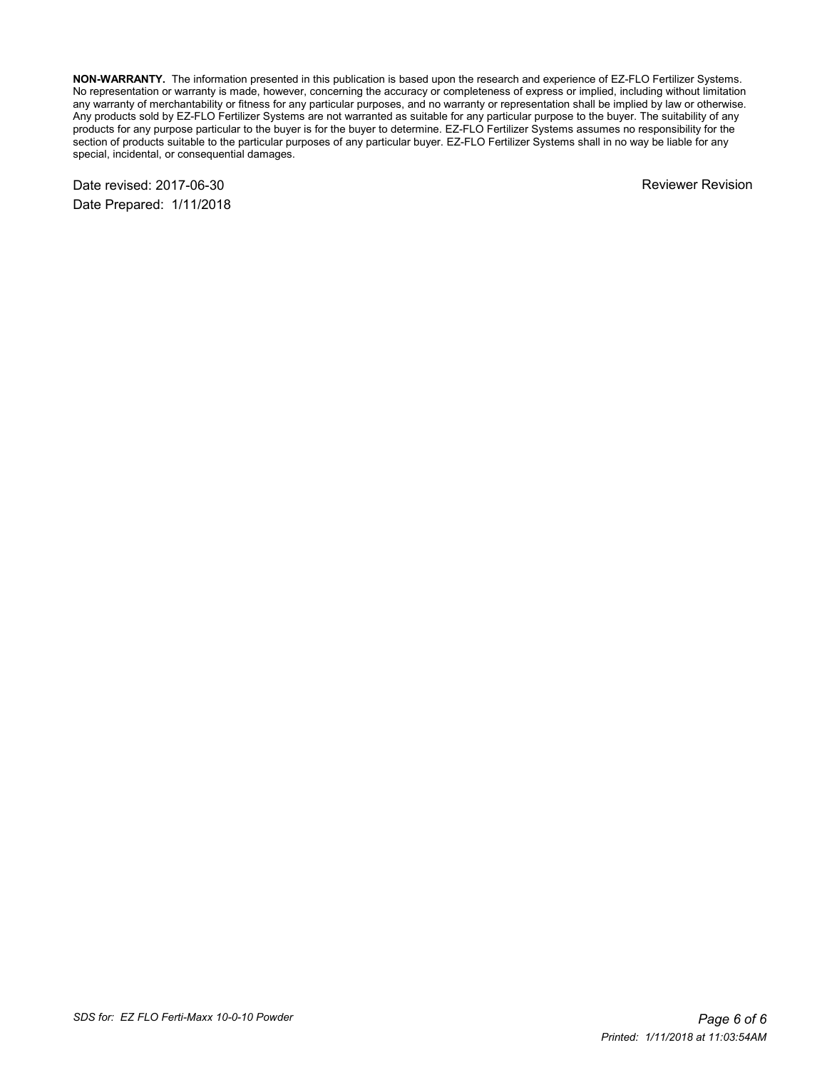**NON-WARRANTY.** The information presented in this publication is based upon the research and experience of EZ-FLO Fertilizer Systems. No representation or warranty is made, however, concerning the accuracy or completeness of express or implied, including without limitation any warranty of merchantability or fitness for any particular purposes, and no warranty or representation shall be implied by law or otherwise. Any products sold by EZ-FLO Fertilizer Systems are not warranted as suitable for any particular purpose to the buyer. The suitability of any products for any purpose particular to the buyer is for the buyer to determine. EZ-FLO Fertilizer Systems assumes no responsibility for the section of products suitable to the particular purposes of any particular buyer. EZ-FLO Fertilizer Systems shall in no way be liable for any special, incidental, or consequential damages.

Date revised: 2017-06-30

Reviewer Revision

Date Prepared: 1/11/2018